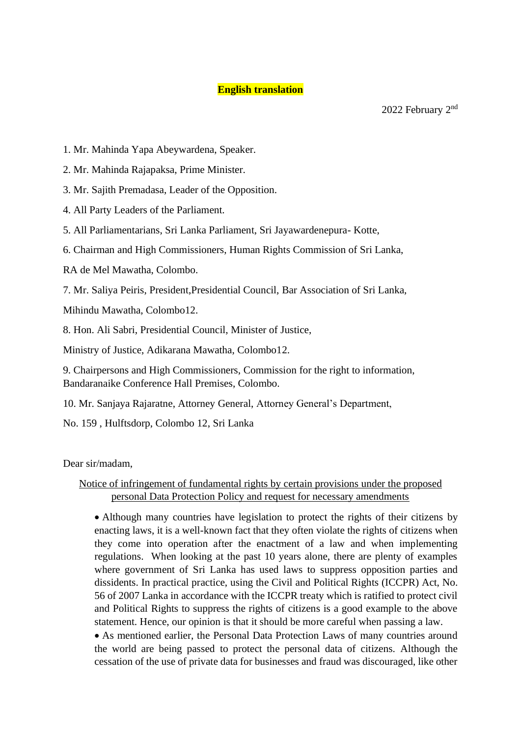**English translation**

2022 February 2nd

1. Mr. Mahinda Yapa Abeywardena, Speaker.

2. Mr. Mahinda Rajapaksa, Prime Minister.

3. Mr. Sajith Premadasa, Leader of the Opposition.

4. All Party Leaders of the Parliament.

5. All Parliamentarians, Sri Lanka Parliament, Sri Jayawardenepura- Kotte,

6. Chairman and High Commissioners, Human Rights Commission of Sri Lanka,

RA de Mel Mawatha, Colombo.

7. Mr. Saliya Peiris, President,Presidential Council, Bar Association of Sri Lanka,

Mihindu Mawatha, Colombo12.

8. Hon. Ali Sabri, Presidential Council, Minister of Justice,

Ministry of Justice, Adikarana Mawatha, Colombo12.

9. Chairpersons and High Commissioners, Commission for the right to information, Bandaranaike Conference Hall Premises, Colombo.

10. Mr. Sanjaya Rajaratne, Attorney General, Attorney General's Department,

No. 159 , Hulftsdorp, Colombo 12, Sri Lanka

Dear sir/madam,

Notice of infringement of fundamental rights by certain provisions under the proposed personal Data Protection Policy and request for necessary amendments

- Although many countries have legislation to protect the rights of their citizens by enacting laws, it is a well-known fact that they often violate the rights of citizens when they come into operation after the enactment of a law and when implementing regulations. When looking at the past 10 years alone, there are plenty of examples where government of Sri Lanka has used laws to suppress opposition parties and dissidents. In practical practice, using the Civil and Political Rights (ICCPR) Act, No. 56 of 2007 Lanka in accordance with the ICCPR treaty which is ratified to protect civil and Political Rights to suppress the rights of citizens is a good example to the above statement. Hence, our opinion is that it should be more careful when passing a law.
- As mentioned earlier, the Personal Data Protection Laws of many countries around the world are being passed to protect the personal data of citizens. Although the cessation of the use of private data for businesses and fraud was discouraged, like other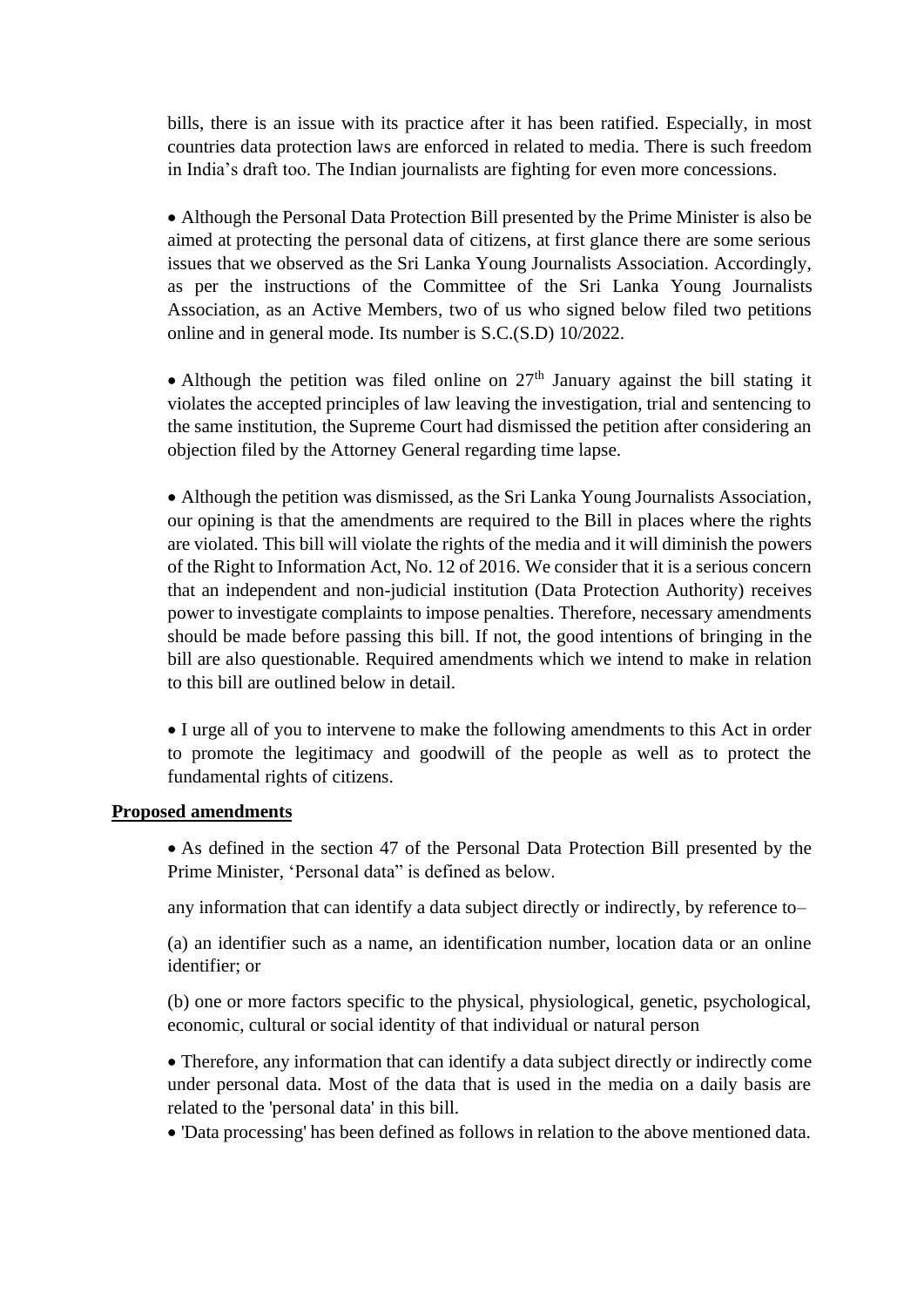bills, there is an issue with its practice after it has been ratified. Especially, in most countries data protection laws are enforced in related to media. There is such freedom in India's draft too. The Indian journalists are fighting for even more concessions.

- Although the Personal Data Protection Bill presented by the Prime Minister is also be aimed at protecting the personal data of citizens, at first glance there are some serious issues that we observed as the Sri Lanka Young Journalists Association. Accordingly, as per the instructions of the Committee of the Sri Lanka Young Journalists Association, as an Active Members, two of us who signed below filed two petitions online and in general mode. Its number is S.C.(S.D) 10/2022.

- Although the petition was filed online on 27th January against the bill stating it violates the accepted principles of law leaving the investigation, trial and sentencing to the same institution, the Supreme Court had dismissed the petition after considering an objection filed by the Attorney General regarding time lapse.

- Although the petition was dismissed, as the Sri Lanka Young Journalists Association, our opining is that the amendments are required to the Bill in places where the rights are violated. This bill will violate the rights of the media and it will diminish the powers of the Right to Information Act, No. 12 of 2016. We consider that it is a serious concern that an independent and non-judicial institution (Data Protection Authority) receives power to investigate complaints to impose penalties. Therefore, necessary amendments should be made before passing this bill. If not, the good intentions of bringing in the bill are also questionable. Required amendments which we intend to make in relation to this bill are outlined below in detail.

- I urge all of you to intervene to make the following amendments to this Act in order to promote the legitimacy and goodwill of the people as well as to protect the fundamental rights of citizens.

**Proposed amendments**

- As defined in the section 47 of the Personal Data Protection Bill presented by the Prime Minister, 'Personal data" is defined as below.

  any information that can identify a data subject directly or indirectly, by reference to–

  (a) an identifier such as a name, an identification number, location data or an online identifier; or

  (b) one or more factors specific to the physical, physiological, genetic, psychological, economic, cultural or social identity of that individual or natural person

- Therefore, any information that can identify a data subject directly or indirectly come under personal data. Most of the data that is used in the media on a daily basis are related to the 'personal data' in this bill.
- 'Data processing' has been defined as follows in relation to the above mentioned data.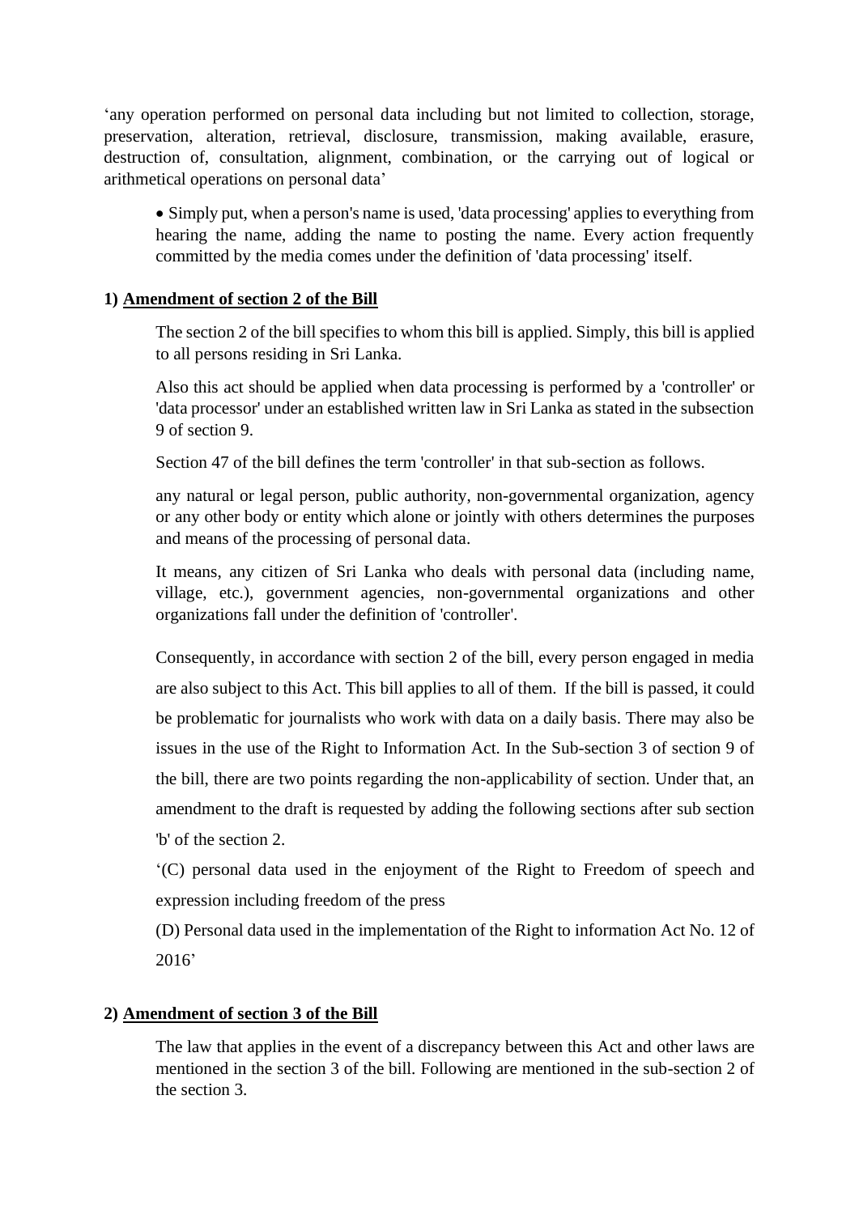'any operation performed on personal data including but not limited to collection, storage, preservation, alteration, retrieval, disclosure, transmission, making available, erasure, destruction of, consultation, alignment, combination, or the carrying out of logical or arithmetical operations on personal data'

- Simply put, when a person's name is used, 'data processing' applies to everything from hearing the name, adding the name to posting the name. Every action frequently committed by the media comes under the definition of 'data processing' itself.

**1) Amendment of section 2 of the Bill**

The section 2 of the bill specifies to whom this bill is applied. Simply, this bill is applied to all persons residing in Sri Lanka.

Also this act should be applied when data processing is performed by a 'controller' or 'data processor' under an established written law in Sri Lanka as stated in the subsection 9 of section 9.

Section 47 of the bill defines the term 'controller' in that sub-section as follows.

any natural or legal person, public authority, non-governmental organization, agency or any other body or entity which alone or jointly with others determines the purposes and means of the processing of personal data.

It means, any citizen of Sri Lanka who deals with personal data (including name, village, etc.), government agencies, non-governmental organizations and other organizations fall under the definition of 'controller'.

Consequently, in accordance with section 2 of the bill, every person engaged in media are also subject to this Act. This bill applies to all of them. If the bill is passed, it could be problematic for journalists who work with data on a daily basis. There may also be issues in the use of the Right to Information Act. In the Sub-section 3 of section 9 of the bill, there are two points regarding the non-applicability of section. Under that, an amendment to the draft is requested by adding the following sections after sub section 'b' of the section 2.

'(C) personal data used in the enjoyment of the Right to Freedom of speech and expression including freedom of the press

(D) Personal data used in the implementation of the Right to information Act No. 12 of 2016'

**2) Amendment of section 3 of the Bill**

The law that applies in the event of a discrepancy between this Act and other laws are mentioned in the section 3 of the bill. Following are mentioned in the sub-section 2 of the section 3.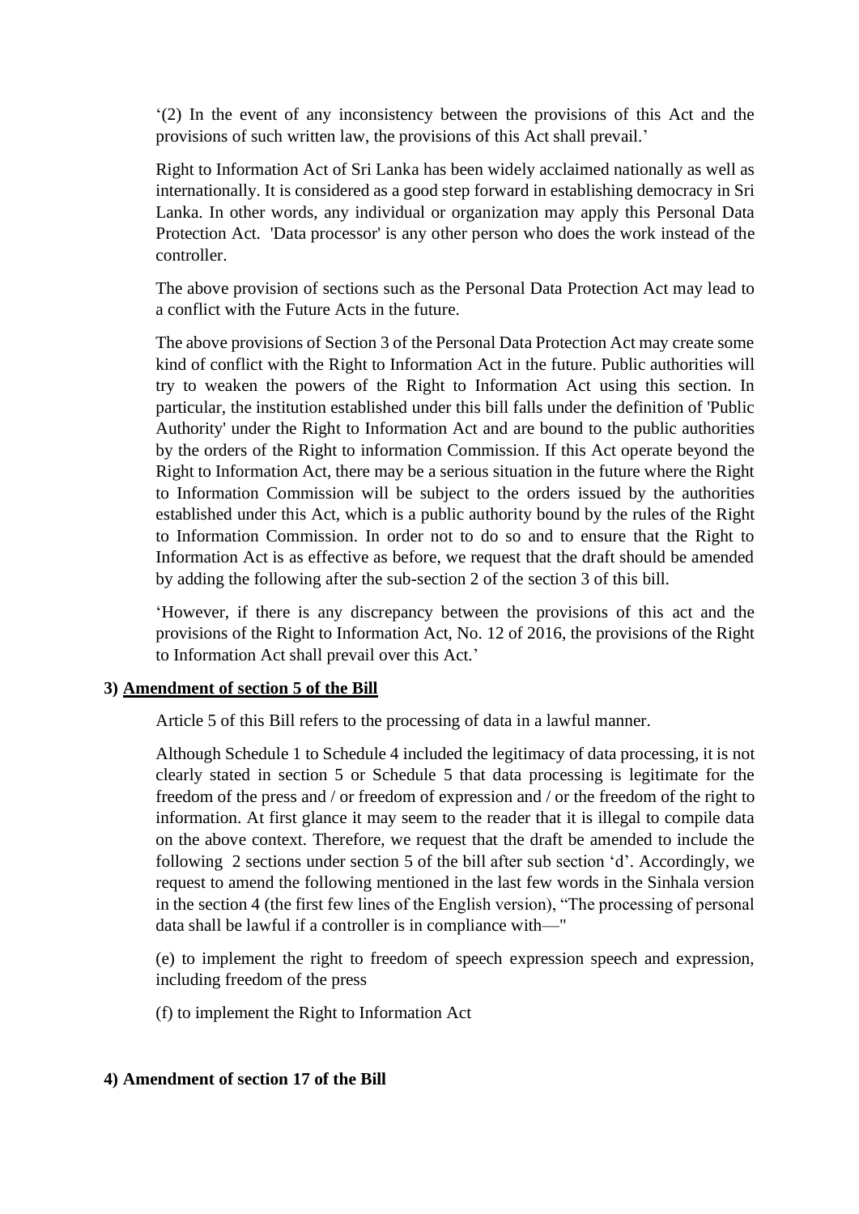'(2) In the event of any inconsistency between the provisions of this Act and the provisions of such written law, the provisions of this Act shall prevail.'

Right to Information Act of Sri Lanka has been widely acclaimed nationally as well as internationally. It is considered as a good step forward in establishing democracy in Sri Lanka. In other words, any individual or organization may apply this Personal Data Protection Act. 'Data processor' is any other person who does the work instead of the controller.

The above provision of sections such as the Personal Data Protection Act may lead to a conflict with the Future Acts in the future.

The above provisions of Section 3 of the Personal Data Protection Act may create some kind of conflict with the Right to Information Act in the future. Public authorities will try to weaken the powers of the Right to Information Act using this section. In particular, the institution established under this bill falls under the definition of 'Public Authority' under the Right to Information Act and are bound to the public authorities by the orders of the Right to information Commission. If this Act operate beyond the Right to Information Act, there may be a serious situation in the future where the Right to Information Commission will be subject to the orders issued by the authorities established under this Act, which is a public authority bound by the rules of the Right to Information Commission. In order not to do so and to ensure that the Right to Information Act is as effective as before, we request that the draft should be amended by adding the following after the sub-section 2 of the section 3 of this bill.

'However, if there is any discrepancy between the provisions of this act and the provisions of the Right to Information Act, No. 12 of 2016, the provisions of the Right to Information Act shall prevail over this Act.'

### 3) <u>Amendment of section 5 of the Bill</u>

Article 5 of this Bill refers to the processing of data in a lawful manner.

Although Schedule 1 to Schedule 4 included the legitimacy of data processing, it is not clearly stated in section 5 or Schedule 5 that data processing is legitimate for the freedom of the press and / or freedom of expression and / or the freedom of the right to information. At first glance it may seem to the reader that it is illegal to compile data on the above context. Therefore, we request that the draft be amended to include the following 2 sections under section 5 of the bill after sub section 'd'. Accordingly, we request to amend the following mentioned in the last few words in the Sinhala version in the section 4 (the first few lines of the English version), "The processing of personal data shall be lawful if a controller is in compliance with—"

(e) to implement the right to freedom of speech expression speech and expression, including freedom of the press

(f) to implement the Right to Information Act

### 4) Amendment of section 17 of the Bill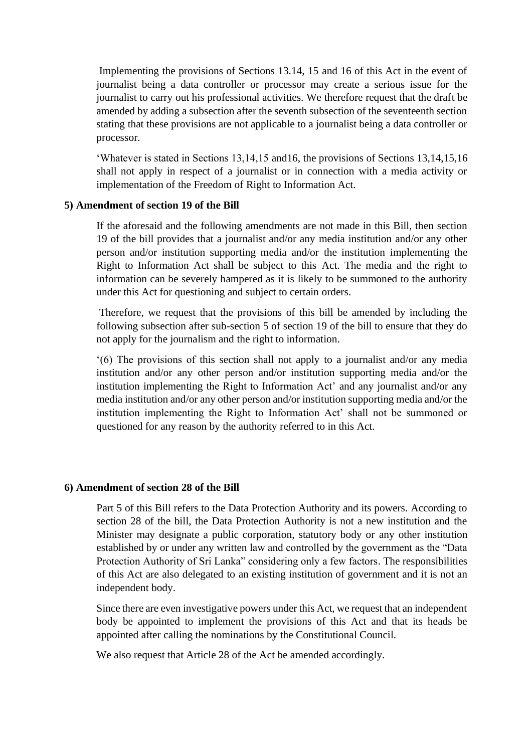Implementing the provisions of Sections 13.14, 15 and 16 of this Act in the event of journalist being a data controller or processor may create a serious issue for the journalist to carry out his professional activities. We therefore request that the draft be amended by adding a subsection after the seventh subsection of the seventeenth section stating that these provisions are not applicable to a journalist being a data controller or processor.

'Whatever is stated in Sections 13,14,15 and16, the provisions of Sections 13,14,15,16 shall not apply in respect of a journalist or in connection with a media activity or implementation of the Freedom of Right to Information Act.

**5) Amendment of section 19 of the Bill**

If the aforesaid and the following amendments are not made in this Bill, then section 19 of the bill provides that a journalist and/or any media institution and/or any other person and/or institution supporting media and/or the institution implementing the Right to Information Act shall be subject to this Act. The media and the right to information can be severely hampered as it is likely to be summoned to the authority under this Act for questioning and subject to certain orders.

Therefore, we request that the provisions of this bill be amended by including the following subsection after sub-section 5 of section 19 of the bill to ensure that they do not apply for the journalism and the right to information.

'(6) The provisions of this section shall not apply to a journalist and/or any media institution and/or any other person and/or institution supporting media and/or the institution implementing the Right to Information Act' and any journalist and/or any media institution and/or any other person and/or institution supporting media and/or the institution implementing the Right to Information Act' shall not be summoned or questioned for any reason by the authority referred to in this Act.

**6) Amendment of section 28 of the Bill**

Part 5 of this Bill refers to the Data Protection Authority and its powers. According to section 28 of the bill, the Data Protection Authority is not a new institution and the Minister may designate a public corporation, statutory body or any other institution established by or under any written law and controlled by the government as the "Data Protection Authority of Sri Lanka" considering only a few factors. The responsibilities of this Act are also delegated to an existing institution of government and it is not an independent body.

Since there are even investigative powers under this Act, we request that an independent body be appointed to implement the provisions of this Act and that its heads be appointed after calling the nominations by the Constitutional Council.

We also request that Article 28 of the Act be amended accordingly.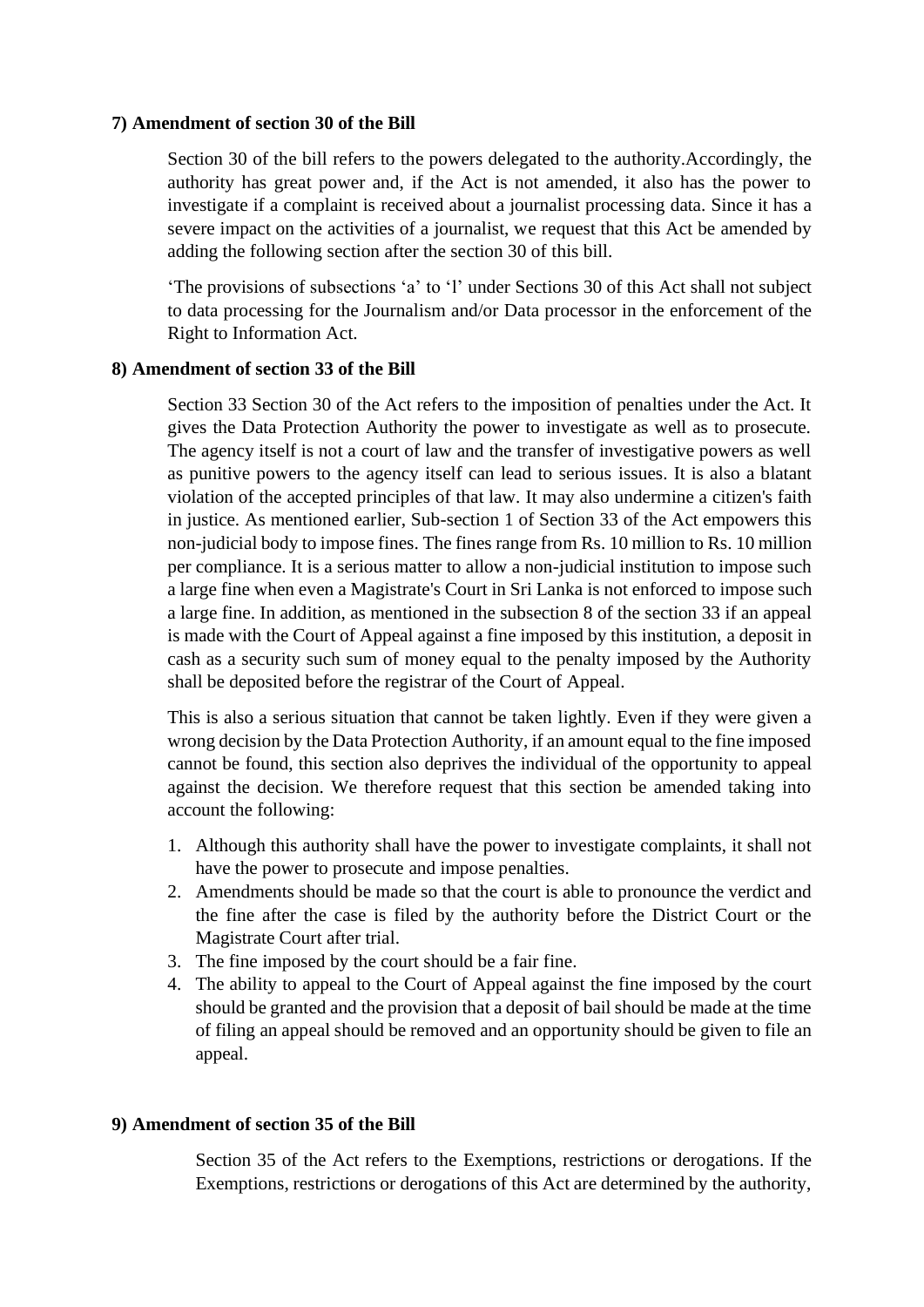**7) Amendment of section 30 of the Bill**

Section 30 of the bill refers to the powers delegated to the authority.Accordingly, the authority has great power and, if the Act is not amended, it also has the power to investigate if a complaint is received about a journalist processing data. Since it has a severe impact on the activities of a journalist, we request that this Act be amended by adding the following section after the section 30 of this bill.

'The provisions of subsections 'a' to 'l' under Sections 30 of this Act shall not subject to data processing for the Journalism and/or Data processor in the enforcement of the Right to Information Act.

**8) Amendment of section 33 of the Bill**

Section 33 Section 30 of the Act refers to the imposition of penalties under the Act. It gives the Data Protection Authority the power to investigate as well as to prosecute. The agency itself is not a court of law and the transfer of investigative powers as well as punitive powers to the agency itself can lead to serious issues. It is also a blatant violation of the accepted principles of that law. It may also undermine a citizen's faith in justice. As mentioned earlier, Sub-section 1 of Section 33 of the Act empowers this non-judicial body to impose fines. The fines range from Rs. 10 million to Rs. 10 million per compliance. It is a serious matter to allow a non-judicial institution to impose such a large fine when even a Magistrate's Court in Sri Lanka is not enforced to impose such a large fine. In addition, as mentioned in the subsection 8 of the section 33 if an appeal is made with the Court of Appeal against a fine imposed by this institution, a deposit in cash as a security such sum of money equal to the penalty imposed by the Authority shall be deposited before the registrar of the Court of Appeal.

This is also a serious situation that cannot be taken lightly. Even if they were given a wrong decision by the Data Protection Authority, if an amount equal to the fine imposed cannot be found, this section also deprives the individual of the opportunity to appeal against the decision. We therefore request that this section be amended taking into account the following:

1. Although this authority shall have the power to investigate complaints, it shall not have the power to prosecute and impose penalties.
2. Amendments should be made so that the court is able to pronounce the verdict and the fine after the case is filed by the authority before the District Court or the Magistrate Court after trial.
3. The fine imposed by the court should be a fair fine.
4. The ability to appeal to the Court of Appeal against the fine imposed by the court should be granted and the provision that a deposit of bail should be made at the time of filing an appeal should be removed and an opportunity should be given to file an appeal.

**9) Amendment of section 35 of the Bill**

Section 35 of the Act refers to the Exemptions, restrictions or derogations. If the Exemptions, restrictions or derogations of this Act are determined by the authority,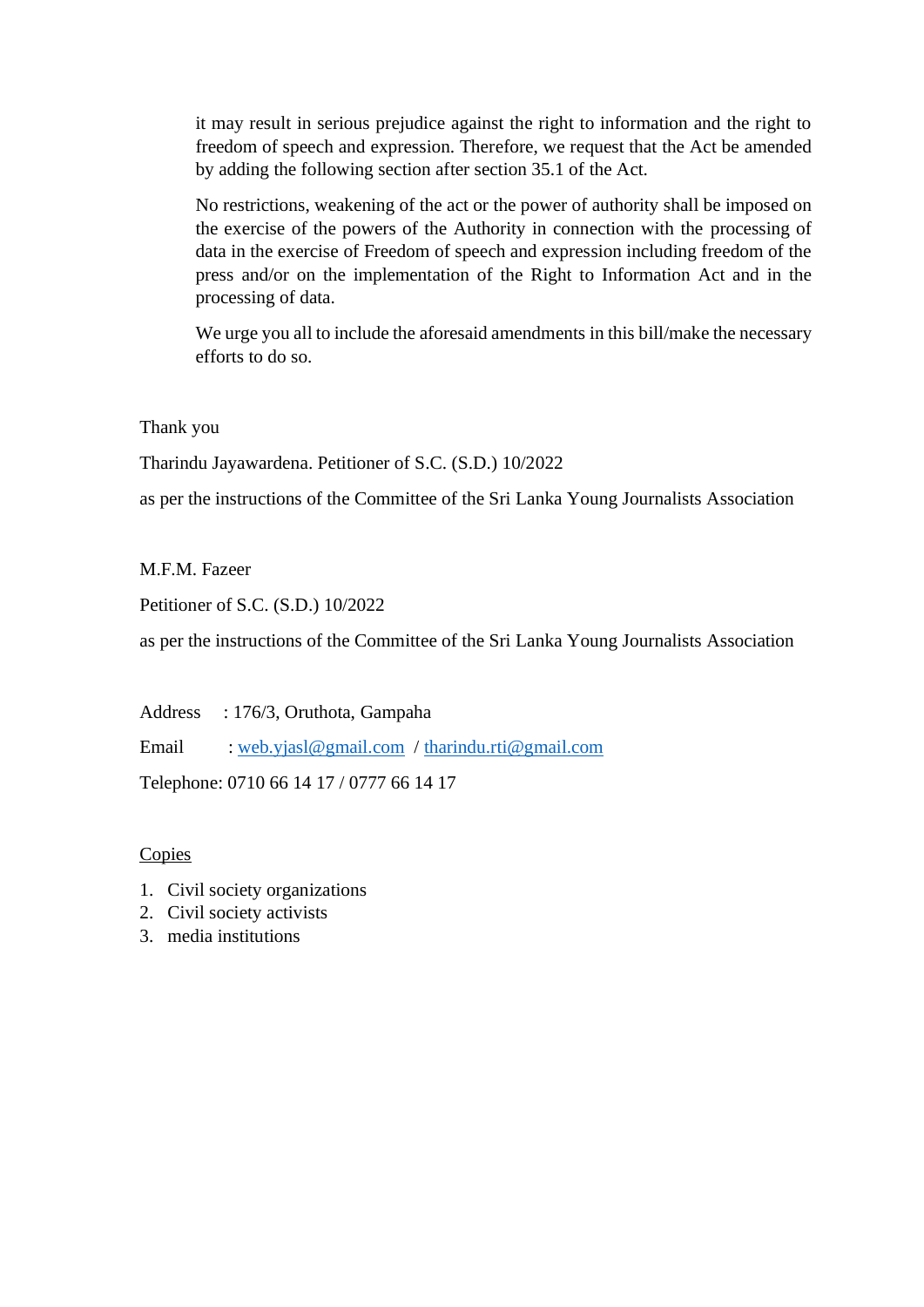it may result in serious prejudice against the right to information and the right to freedom of speech and expression. Therefore, we request that the Act be amended by adding the following section after section 35.1 of the Act.

No restrictions, weakening of the act or the power of authority shall be imposed on the exercise of the powers of the Authority in connection with the processing of data in the exercise of Freedom of speech and expression including freedom of the press and/or on the implementation of the Right to Information Act and in the processing of data.

We urge you all to include the aforesaid amendments in this bill/make the necessary efforts to do so.

Thank you

Tharindu Jayawardena. Petitioner of S.C. (S.D.) 10/2022

as per the instructions of the Committee of the Sri Lanka Young Journalists Association

M.F.M. Fazeer

Petitioner of S.C. (S.D.) 10/2022

as per the instructions of the Committee of the Sri Lanka Young Journalists Association

Address : 176/3, Oruthota, Gampaha

Email : web.yjasl@gmail.com / tharindu.rti@gmail.com

Telephone: 0710 66 14 17 / 0777 66 14 17

Copies

1. Civil society organizations
2. Civil society activists
3. media institutions